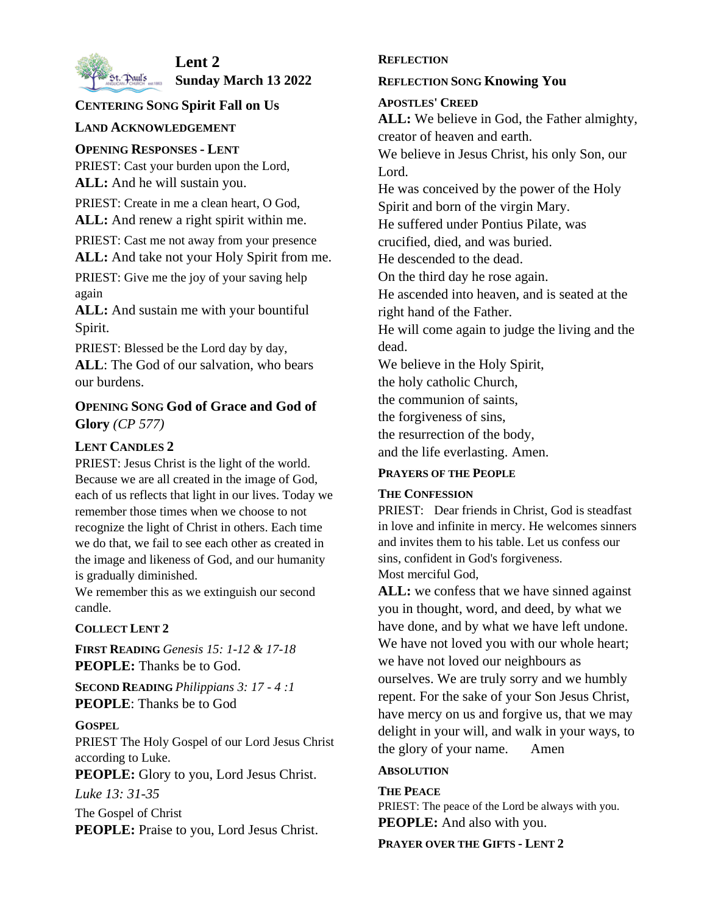# Lent 2
**Sunday March 13 2022**

**CENTERING SONG Spirit Fall on Us**

**LAND ACKNOWLEDGEMENT**

**OPENING RESPONSES - LENT**

PRIEST: Cast your burden upon the Lord,
**ALL:** And he will sustain you.

PRIEST: Create in me a clean heart, O God,
**ALL:** And renew a right spirit within me.

PRIEST: Cast me not away from your presence
**ALL:** And take not your Holy Spirit from me.

PRIEST: Give me the joy of your saving help again
**ALL:** And sustain me with your bountiful Spirit.

PRIEST: Blessed be the Lord day by day,
**ALL**: The God of our salvation, who bears our burdens.

**OPENING SONG God of Grace and God of Glory** *(CP 577)*

**LENT CANDLES 2**

PRIEST: Jesus Christ is the light of the world. Because we are all created in the image of God, each of us reflects that light in our lives. Today we remember those times when we choose to not recognize the light of Christ in others. Each time we do that, we fail to see each other as created in the image and likeness of God, and our humanity is gradually diminished.
We remember this as we extinguish our second candle.

**COLLECT LENT 2**

**FIRST READING** *Genesis 15: 1-12 & 17-18*
**PEOPLE:** Thanks be to God.

**SECOND READING** *Philippians 3: 17 - 4 :1*
**PEOPLE**: Thanks be to God

**GOSPEL**

PRIEST The Holy Gospel of our Lord Jesus Christ according to Luke.
**PEOPLE:** Glory to you, Lord Jesus Christ.

*Luke 13: 31-35*

The Gospel of Christ
**PEOPLE:** Praise to you, Lord Jesus Christ.

**REFLECTION**

**REFLECTION SONG Knowing You**

**APOSTLES' CREED**

**ALL:** We believe in God, the Father almighty, creator of heaven and earth.
We believe in Jesus Christ, his only Son, our Lord.
He was conceived by the power of the Holy Spirit and born of the virgin Mary.
He suffered under Pontius Pilate, was crucified, died, and was buried.
He descended to the dead.
On the third day he rose again.
He ascended into heaven, and is seated at the right hand of the Father.
He will come again to judge the living and the dead.
We believe in the Holy Spirit,
the holy catholic Church,
the communion of saints,
the forgiveness of sins,
the resurrection of the body,
and the life everlasting. Amen.

**PRAYERS OF THE PEOPLE**

**THE CONFESSION**

PRIEST: Dear friends in Christ, God is steadfast in love and infinite in mercy. He welcomes sinners and invites them to his table. Let us confess our sins, confident in God's forgiveness.
Most merciful God,
**ALL:** we confess that we have sinned against you in thought, word, and deed, by what we have done, and by what we have left undone. We have not loved you with our whole heart; we have not loved our neighbours as ourselves. We are truly sorry and we humbly repent. For the sake of your Son Jesus Christ, have mercy on us and forgive us, that we may delight in your will, and walk in your ways, to the glory of your name. Amen

**ABSOLUTION**

**THE PEACE**

PRIEST: The peace of the Lord be always with you.
**PEOPLE:** And also with you.

**PRAYER OVER THE GIFTS - LENT 2**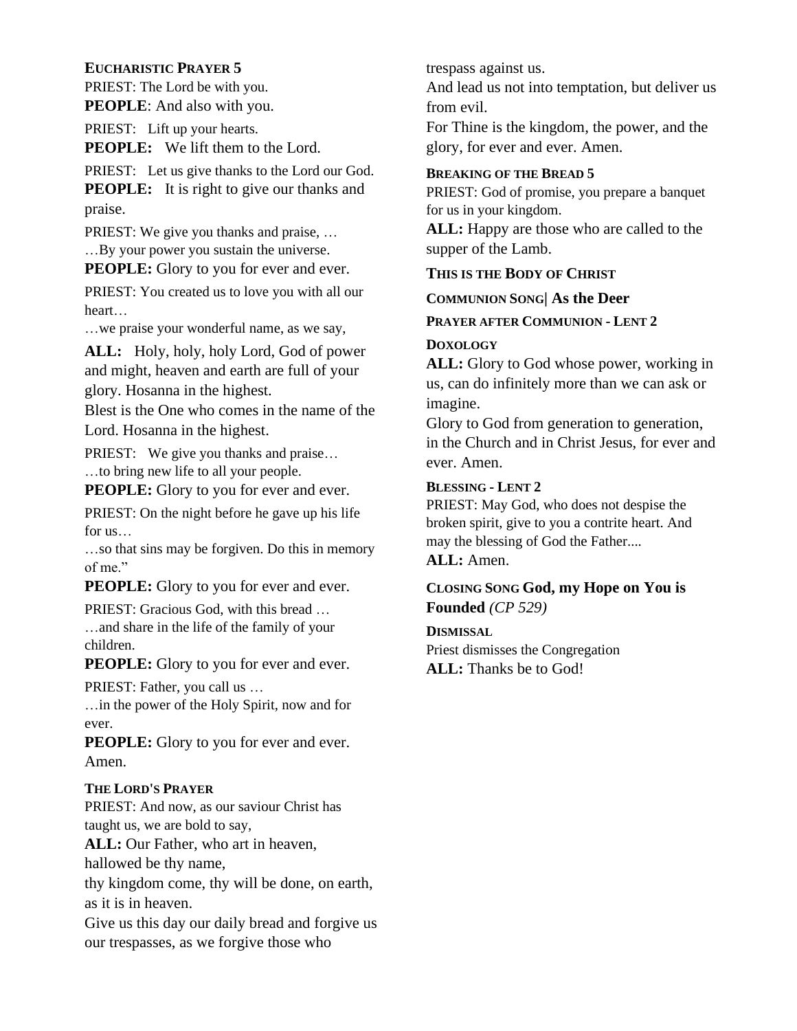### EUCHARISTIC PRAYER 5

PRIEST: The Lord be with you.
**PEOPLE**: And also with you.

PRIEST: Lift up your hearts.
**PEOPLE:** We lift them to the Lord.

PRIEST: Let us give thanks to the Lord our God.
**PEOPLE:** It is right to give our thanks and praise.

PRIEST: We give you thanks and praise, …
…By your power you sustain the universe.
**PEOPLE:** Glory to you for ever and ever.

PRIEST: You created us to love you with all our heart…
…we praise your wonderful name, as we say,

**ALL:** Holy, holy, holy Lord, God of power and might, heaven and earth are full of your glory. Hosanna in the highest.
Blest is the One who comes in the name of the Lord. Hosanna in the highest.

PRIEST: We give you thanks and praise…
…to bring new life to all your people.
**PEOPLE:** Glory to you for ever and ever.

PRIEST: On the night before he gave up his life for us…
…so that sins may be forgiven. Do this in memory of me."
**PEOPLE:** Glory to you for ever and ever.

PRIEST: Gracious God, with this bread …
…and share in the life of the family of your children.
**PEOPLE:** Glory to you for ever and ever.

PRIEST: Father, you call us …
…in the power of the Holy Spirit, now and for ever.
**PEOPLE:** Glory to you for ever and ever. Amen.

### THE LORD'S PRAYER

PRIEST: And now, as our saviour Christ has taught us, we are bold to say,
**ALL:** Our Father, who art in heaven, hallowed be thy name,
thy kingdom come, thy will be done, on earth, as it is in heaven.
Give us this day our daily bread and forgive us our trespasses, as we forgive those who trespass against us.
And lead us not into temptation, but deliver us from evil.
For Thine is the kingdom, the power, and the glory, for ever and ever. Amen.

### BREAKING OF THE BREAD 5

PRIEST: God of promise, you prepare a banquet for us in your kingdom.
**ALL:** Happy are those who are called to the supper of the Lamb.

### THIS IS THE BODY OF CHRIST

### COMMUNION SONG| As the Deer

### PRAYER AFTER COMMUNION - LENT 2

### DOXOLOGY

**ALL:** Glory to God whose power, working in us, can do infinitely more than we can ask or imagine.
Glory to God from generation to generation, in the Church and in Christ Jesus, for ever and ever. Amen.

### BLESSING - LENT 2

PRIEST: May God, who does not despise the broken spirit, give to you a contrite heart. And may the blessing of God the Father....
**ALL:** Amen.

### CLOSING SONG God, my Hope on You is Founded *(CP 529)*

### DISMISSAL

Priest dismisses the Congregation
**ALL:** Thanks be to God!